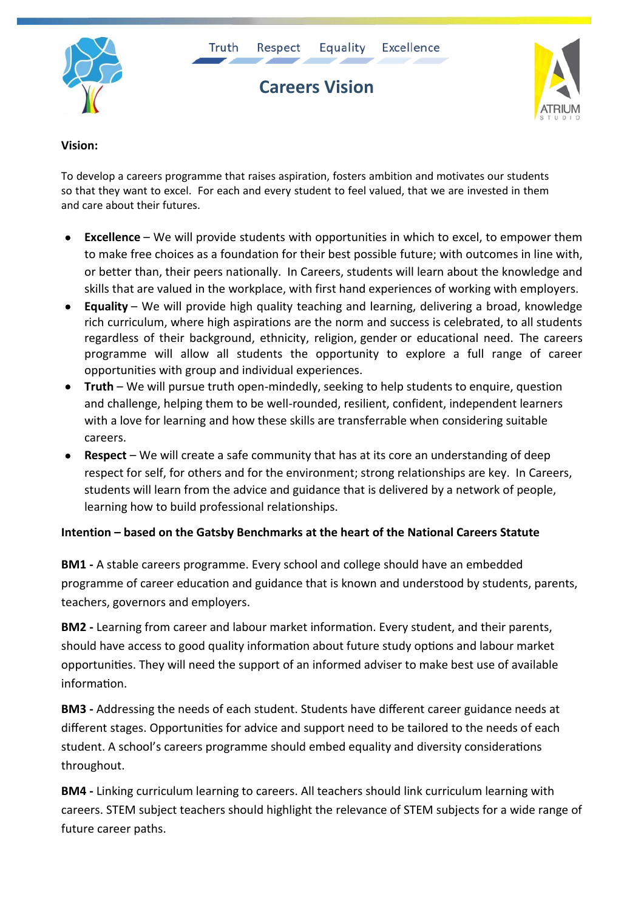Truth Respect Equality Excellence

# Careers Vision

**Vision:**

To develop a careers programme that raises aspiration, fosters ambition and motivates our students so that they want to excel. For each and every student to feel valued, that we are invested in them and care about their futures.

- **Excellence** – We will provide students with opportunities in which to excel, to empower them to make free choices as a foundation for their best possible future; with outcomes in line with, or better than, their peers nationally. In Careers, students will learn about the knowledge and skills that are valued in the workplace, with first hand experiences of working with employers.
- **Equality** – We will provide high quality teaching and learning, delivering a broad, knowledge rich curriculum, where high aspirations are the norm and success is celebrated, to all students regardless of their background, ethnicity, religion, gender or educational need. The careers programme will allow all students the opportunity to explore a full range of career opportunities with group and individual experiences.
- **Truth** – We will pursue truth open-mindedly, seeking to help students to enquire, question and challenge, helping them to be well-rounded, resilient, confident, independent learners with a love for learning and how these skills are transferrable when considering suitable careers.
- **Respect** – We will create a safe community that has at its core an understanding of deep respect for self, for others and for the environment; strong relationships are key. In Careers, students will learn from the advice and guidance that is delivered by a network of people, learning how to build professional relationships.

**Intention – based on the Gatsby Benchmarks at the heart of the National Careers Statute**

**BM1 -** A stable careers programme. Every school and college should have an embedded programme of career education and guidance that is known and understood by students, parents, teachers, governors and employers.

**BM2 -** Learning from career and labour market information. Every student, and their parents, should have access to good quality information about future study options and labour market opportunities. They will need the support of an informed adviser to make best use of available information.

**BM3 -** Addressing the needs of each student. Students have different career guidance needs at different stages. Opportunities for advice and support need to be tailored to the needs of each student. A school's careers programme should embed equality and diversity considerations throughout.

**BM4 -** Linking curriculum learning to careers. All teachers should link curriculum learning with careers. STEM subject teachers should highlight the relevance of STEM subjects for a wide range of future career paths.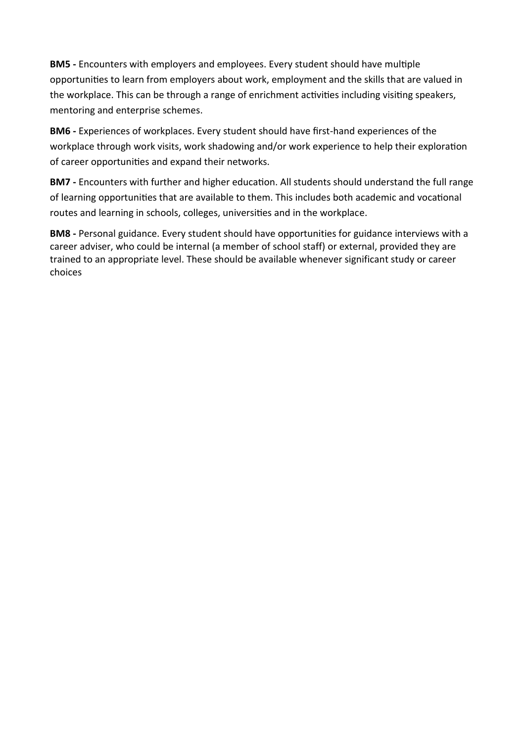**BM5 -** Encounters with employers and employees. Every student should have multiple opportunities to learn from employers about work, employment and the skills that are valued in the workplace. This can be through a range of enrichment activities including visiting speakers, mentoring and enterprise schemes.

**BM6 -** Experiences of workplaces. Every student should have first-hand experiences of the workplace through work visits, work shadowing and/or work experience to help their exploration of career opportunities and expand their networks.

**BM7 -** Encounters with further and higher education. All students should understand the full range of learning opportunities that are available to them. This includes both academic and vocational routes and learning in schools, colleges, universities and in the workplace.

**BM8 -** Personal guidance. Every student should have opportunities for guidance interviews with a career adviser, who could be internal (a member of school staff) or external, provided they are trained to an appropriate level. These should be available whenever significant study or career choices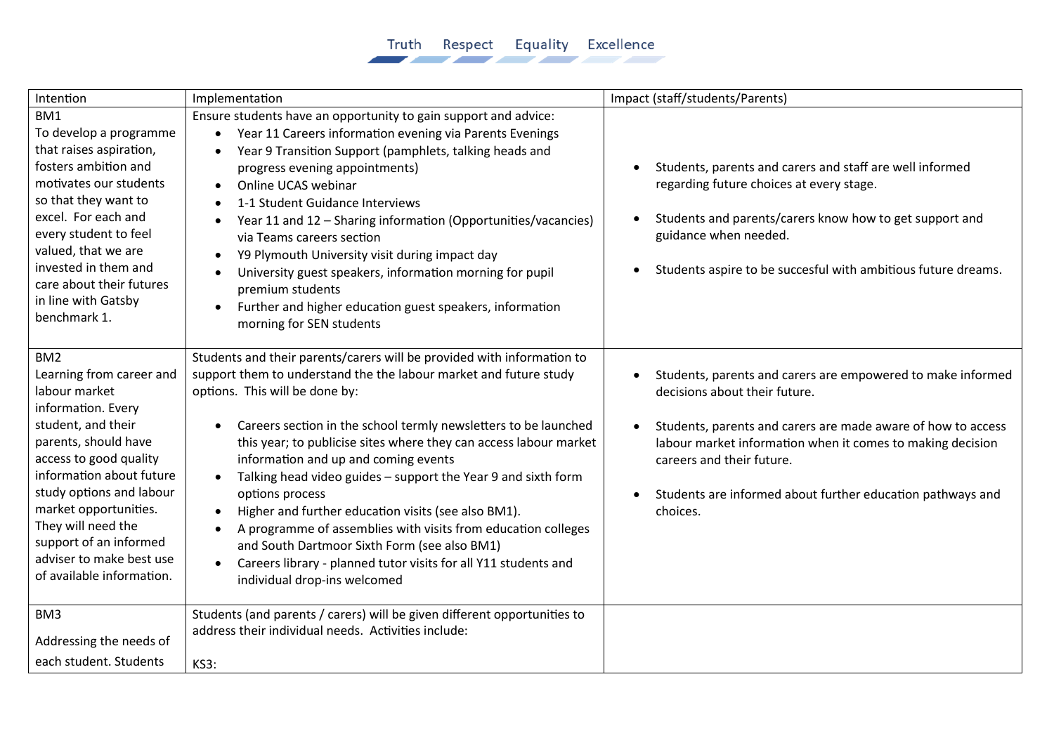| Intention | Implementation | Impact (staff/students/Parents) |
| --- | --- | --- |
| BM1<br>To develop a programme that raises aspiration, fosters ambition and motivates our students so that they want to excel. For each and every student to feel valued, that we are invested in them and care about their futures in line with Gatsby benchmark 1. | Ensure students have an opportunity to gain support and advice:<br>• Year 11 Careers information evening via Parents Evenings<br>• Year 9 Transition Support (pamphlets, talking heads and progress evening appointments)<br>• Online UCAS webinar<br>• 1-1 Student Guidance Interviews<br>• Year 11 and 12 – Sharing information (Opportunities/vacancies) via Teams careers section<br>• Y9 Plymouth University visit during impact day<br>• University guest speakers, information morning for pupil premium students<br>• Further and higher education guest speakers, information morning for SEN students | • Students, parents and carers and staff are well informed regarding future choices at every stage.<br>• Students and parents/carers know how to get support and guidance when needed.<br>• Students aspire to be succesful with ambitious future dreams. |
| BM2<br>Learning from career and labour market information. Every student, and their parents, should have access to good quality information about future study options and labour market opportunities. They will need the support of an informed adviser to make best use of available information. | Students and their parents/carers will be provided with information to support them to understand the the labour market and future study options. This will be done by:<br>• Careers section in the school termly newsletters to be launched this year; to publicise sites where they can access labour market information and up and coming events<br>• Talking head video guides – support the Year 9 and sixth form options process<br>• Higher and further education visits (see also BM1).<br>• A programme of assemblies with visits from education colleges and South Dartmoor Sixth Form (see also BM1)<br>• Careers library - planned tutor visits for all Y11 students and individual drop-ins welcomed | • Students, parents and carers are empowered to make informed decisions about their future.<br>• Students, parents and carers are made aware of how to access labour market information when it comes to making decision careers and their future.<br>• Students are informed about further education pathways and choices. |
| BM3<br>Addressing the needs of each student. Students | Students (and parents / carers) will be given different opportunities to address their individual needs. Activities include:<br>KS3: | |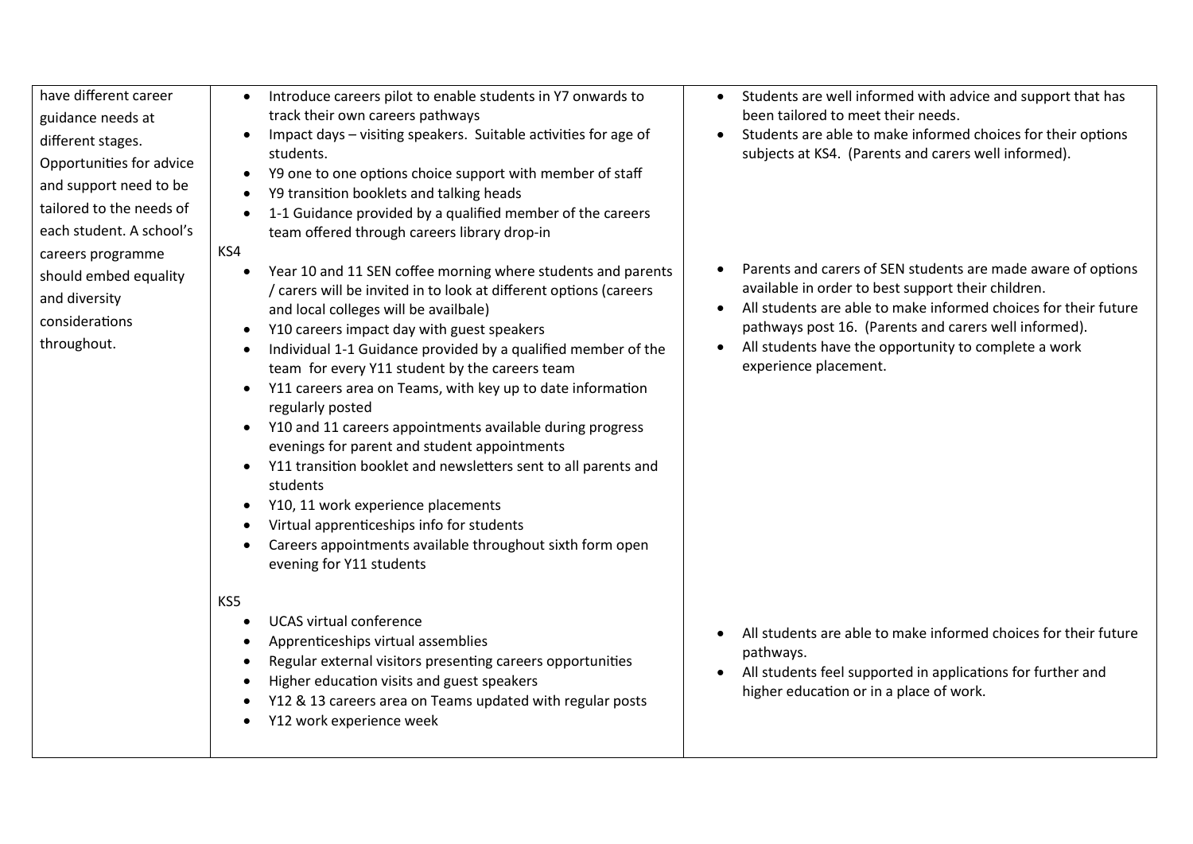| | | |
|---|---|---|
| have different career guidance needs at different stages. Opportunities for advice and support need to be tailored to the needs of each student. A school's careers programme should embed equality and diversity considerations throughout. | • Introduce careers pilot to enable students in Y7 onwards to track their own careers pathways<br>• Impact days – visiting speakers. Suitable activities for age of students.<br>• Y9 one to one options choice support with member of staff<br>• Y9 transition booklets and talking heads<br>• 1-1 Guidance provided by a qualified member of the careers team offered through careers library drop-in | • Students are well informed with advice and support that has been tailored to meet their needs.<br>• Students are able to make informed choices for their options subjects at KS4. (Parents and carers well informed). |
| | KS4<br>• Year 10 and 11 SEN coffee morning where students and parents / carers will be invited in to look at different options (careers and local colleges will be availbale)<br>• Y10 careers impact day with guest speakers<br>• Individual 1-1 Guidance provided by a qualified member of the team for every Y11 student by the careers team<br>• Y11 careers area on Teams, with key up to date information regularly posted<br>• Y10 and 11 careers appointments available during progress evenings for parent and student appointments<br>• Y11 transition booklet and newsletters sent to all parents and students<br>• Y10, 11 work experience placements<br>• Virtual apprenticeships info for students<br>• Careers appointments available throughout sixth form open evening for Y11 students | • Parents and carers of SEN students are made aware of options available in order to best support their children.<br>• All students are able to make informed choices for their future pathways post 16. (Parents and carers well informed).<br>• All students have the opportunity to complete a work experience placement. |
| | KS5<br>• UCAS virtual conference<br>• Apprenticeships virtual assemblies<br>• Regular external visitors presenting careers opportunities<br>• Higher education visits and guest speakers<br>• Y12 & 13 careers area on Teams updated with regular posts<br>• Y12 work experience week | • All students are able to make informed choices for their future pathways.<br>• All students feel supported in applications for further and higher education or in a place of work. |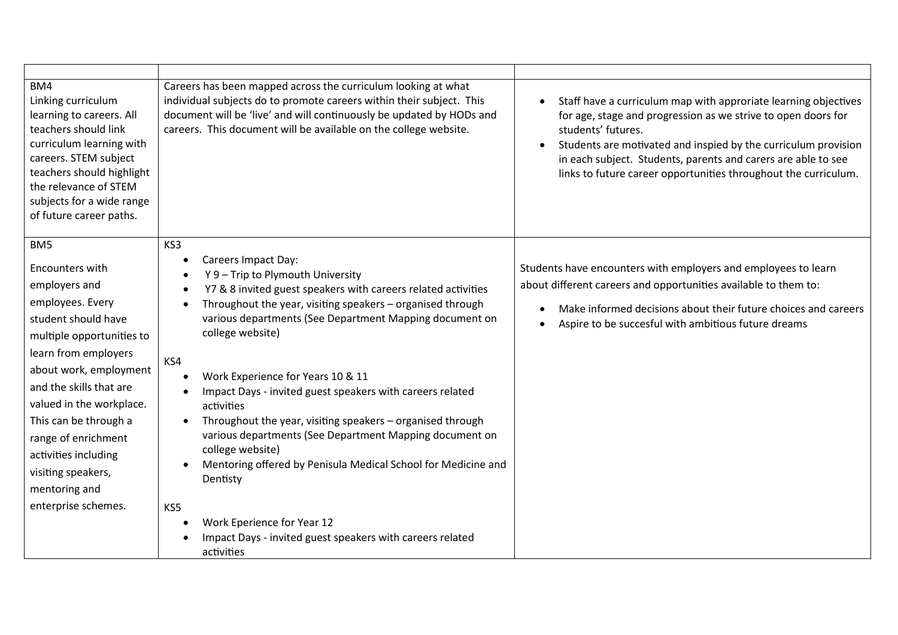| | | |
|---|---|---|
| BM4<br>Linking curriculum learning to careers. All teachers should link curriculum learning with careers. STEM subject teachers should highlight the relevance of STEM subjects for a wide range of future career paths. | Careers has been mapped across the curriculum looking at what individual subjects do to promote careers within their subject. This document will be 'live' and will continuously be updated by HODs and careers. This document will be available on the college website. | • Staff have a curriculum map with approriate learning objectives for age, stage and progression as we strive to open doors for students' futures.<br>• Students are motivated and inspied by the curriculum provision in each subject. Students, parents and carers are able to see links to future career opportunities throughout the curriculum. |
| BM5<br><br>Encounters with employers and employees. Every student should have multiple opportunities to learn from employers about work, employment and the skills that are valued in the workplace. This can be through a range of enrichment activities including visiting speakers, mentoring and enterprise schemes. | KS3<br>• Careers Impact Day:<br>• Y 9 – Trip to Plymouth University<br>• Y7 & 8 invited guest speakers with careers related activities<br>• Throughout the year, visiting speakers – organised through various departments (See Department Mapping document on college website)<br><br>KS4<br>• Work Experience for Years 10 & 11<br>• Impact Days - invited guest speakers with careers related activities<br>• Throughout the year, visiting speakers – organised through various departments (See Department Mapping document on college website)<br>• Mentoring offered by Penisula Medical School for Medicine and Dentisty<br><br>KS5<br>• Work Eperience for Year 12<br>• Impact Days - invited guest speakers with careers related activities | Students have encounters with employers and employees to learn about different careers and opportunities available to them to:<br><br>• Make informed decisions about their future choices and careers<br>• Aspire to be succesful with ambitious future dreams |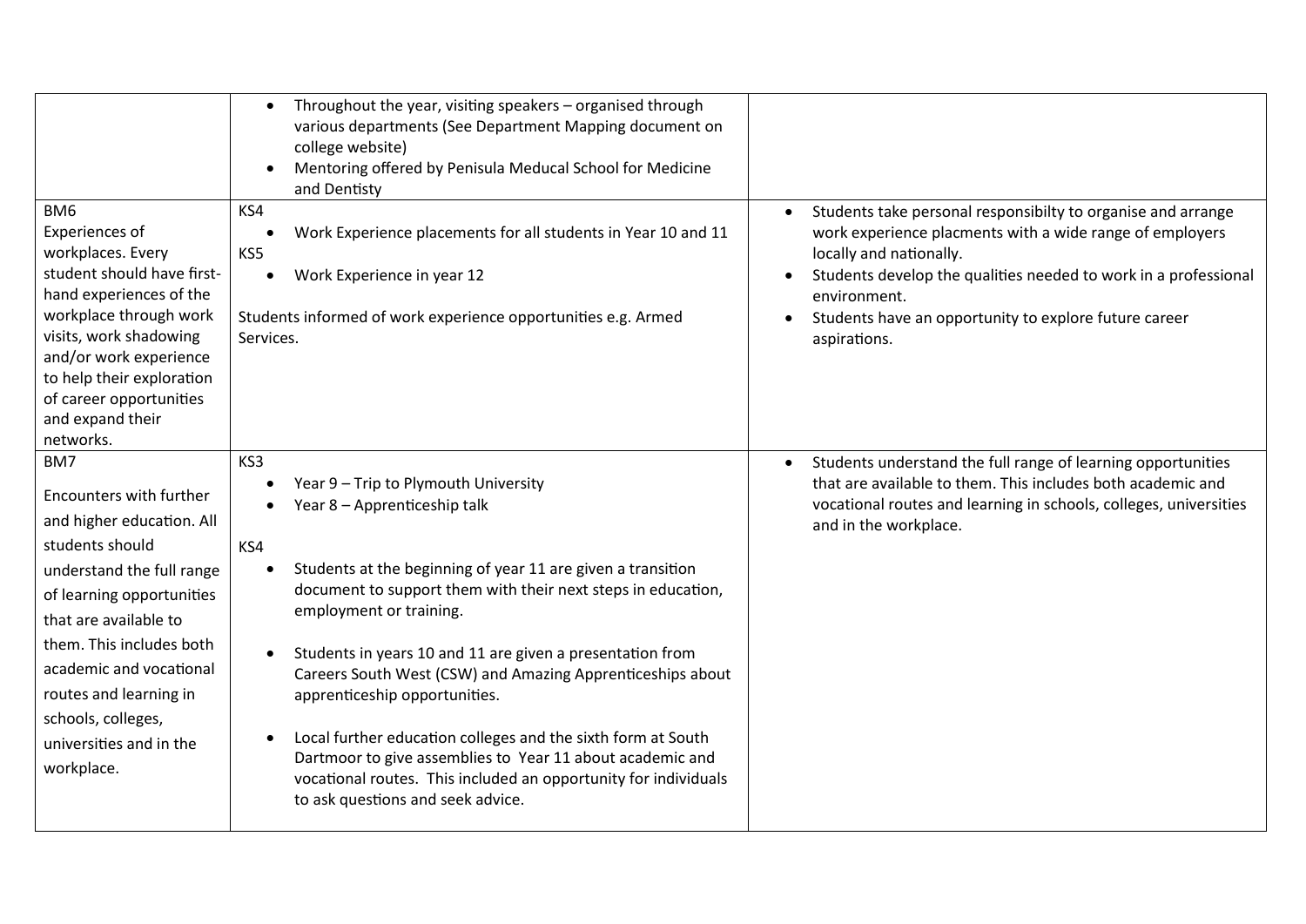| | | |
|---|---|---|
| | • Throughout the year, visiting speakers – organised through various departments (See Department Mapping document on college website)<br>• Mentoring offered by Penisula Meducal School for Medicine and Dentisty | |
| BM6<br>Experiences of workplaces. Every student should have first-hand experiences of the workplace through work visits, work shadowing and/or work experience to help their exploration of career opportunities and expand their networks. | KS4<br>• Work Experience placements for all students in Year 10 and 11<br>KS5<br>• Work Experience in year 12<br><br>Students informed of work experience opportunities e.g. Armed Services. | • Students take personal responsibilty to organise and arrange work experience placments with a wide range of employers locally and nationally.<br>• Students develop the qualities needed to work in a professional environment.<br>• Students have an opportunity to explore future career aspirations. |
| BM7<br><br>Encounters with further and higher education. All students should understand the full range of learning opportunities that are available to them. This includes both academic and vocational routes and learning in schools, colleges, universities and in the workplace. | KS3<br>• Year 9 – Trip to Plymouth University<br>• Year 8 – Apprenticeship talk<br><br>KS4<br>• Students at the beginning of year 11 are given a transition document to support them with their next steps in education, employment or training.<br><br>• Students in years 10 and 11 are given a presentation from Careers South West (CSW) and Amazing Apprenticeships about apprenticeship opportunities.<br><br>• Local further education colleges and the sixth form at South Dartmoor to give assemblies to Year 11 about academic and vocational routes. This included an opportunity for individuals to ask questions and seek advice. | • Students understand the full range of learning opportunities that are available to them. This includes both academic and vocational routes and learning in schools, colleges, universities and in the workplace. |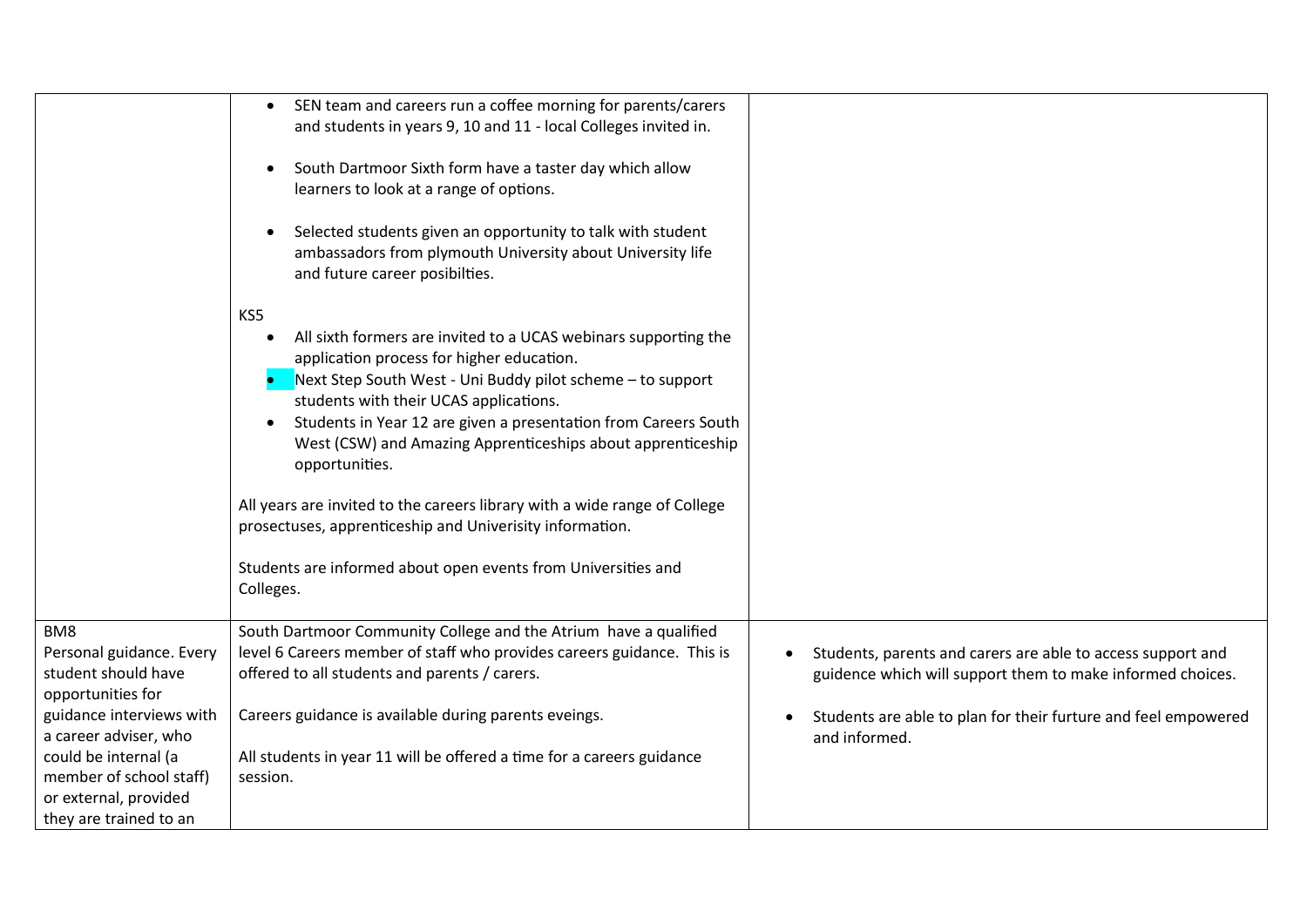| | | |
|---|---|---|
| | • SEN team and careers run a coffee morning for parents/carers and students in years 9, 10 and 11 - local Colleges invited in.<br><br>• South Dartmoor Sixth form have a taster day which allow learners to look at a range of options.<br><br>• Selected students given an opportunity to talk with student ambassadors from plymouth University about University life and future career posibilties.<br><br>KS5<br>• All sixth formers are invited to a UCAS webinars supporting the application process for higher education.<br>• Next Step South West - Uni Buddy pilot scheme – to support students with their UCAS applications.<br>• Students in Year 12 are given a presentation from Careers South West (CSW) and Amazing Apprenticeships about apprenticeship opportunities.<br><br>All years are invited to the careers library with a wide range of College prosectuses, apprenticeship and Univerisity information.<br><br>Students are informed about open events from Universities and Colleges. | |
| BM8<br>Personal guidance. Every student should have opportunities for guidance interviews with a career adviser, who could be internal (a member of school staff) or external, provided they are trained to an | South Dartmoor Community College and the Atrium have a qualified level 6 Careers member of staff who provides careers guidance. This is offered to all students and parents / carers.<br><br>Careers guidance is available during parents eveings.<br><br>All students in year 11 will be offered a time for a careers guidance session. | • Students, parents and carers are able to access support and guidance which will support them to make informed choices.<br><br>• Students are able to plan for their furture and feel empowered and informed. |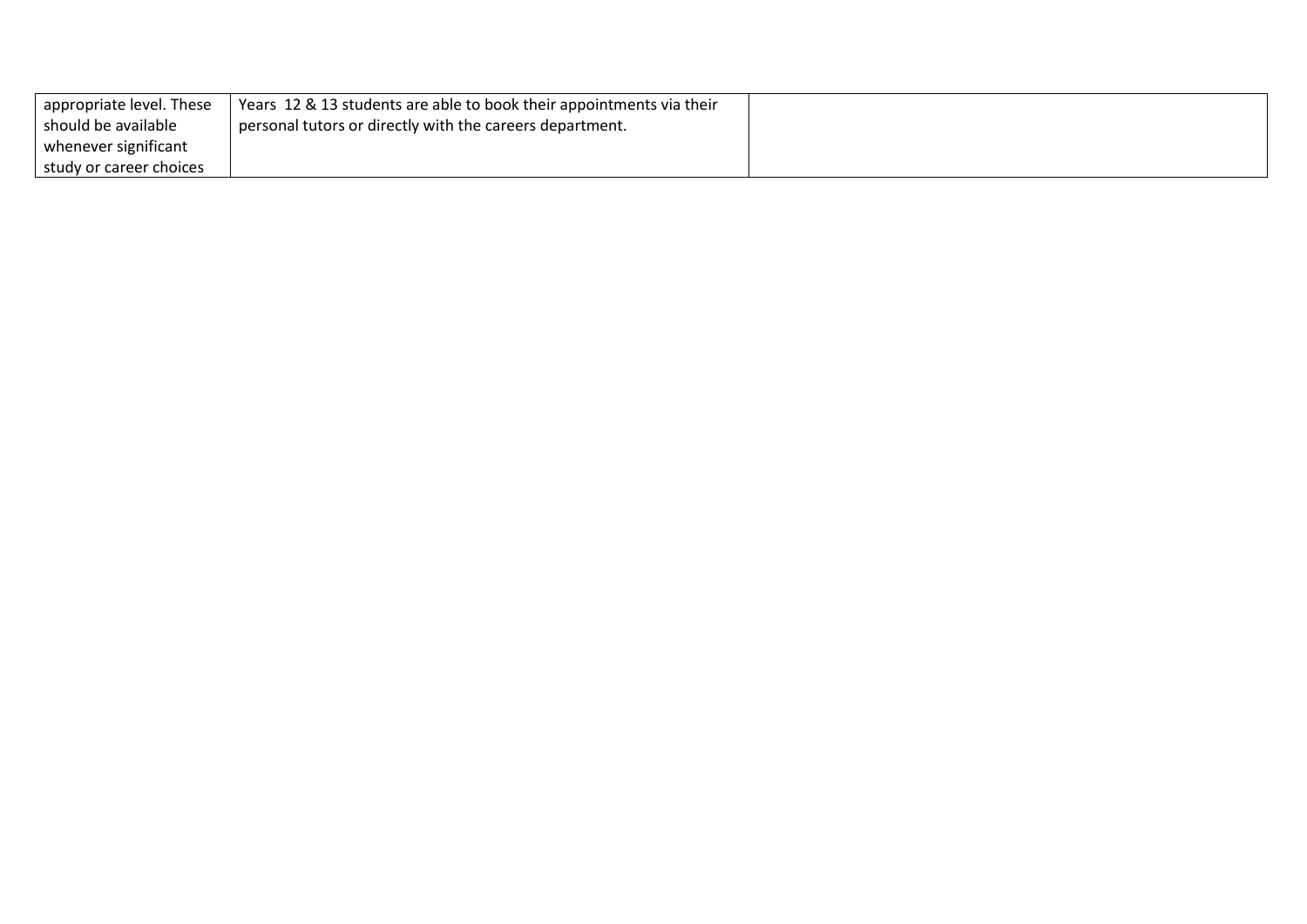| | | |
|---|---|---|
| appropriate level. These should be available whenever significant study or career choices | Years 12 & 13 students are able to book their appointments via their personal tutors or directly with the careers department. | |